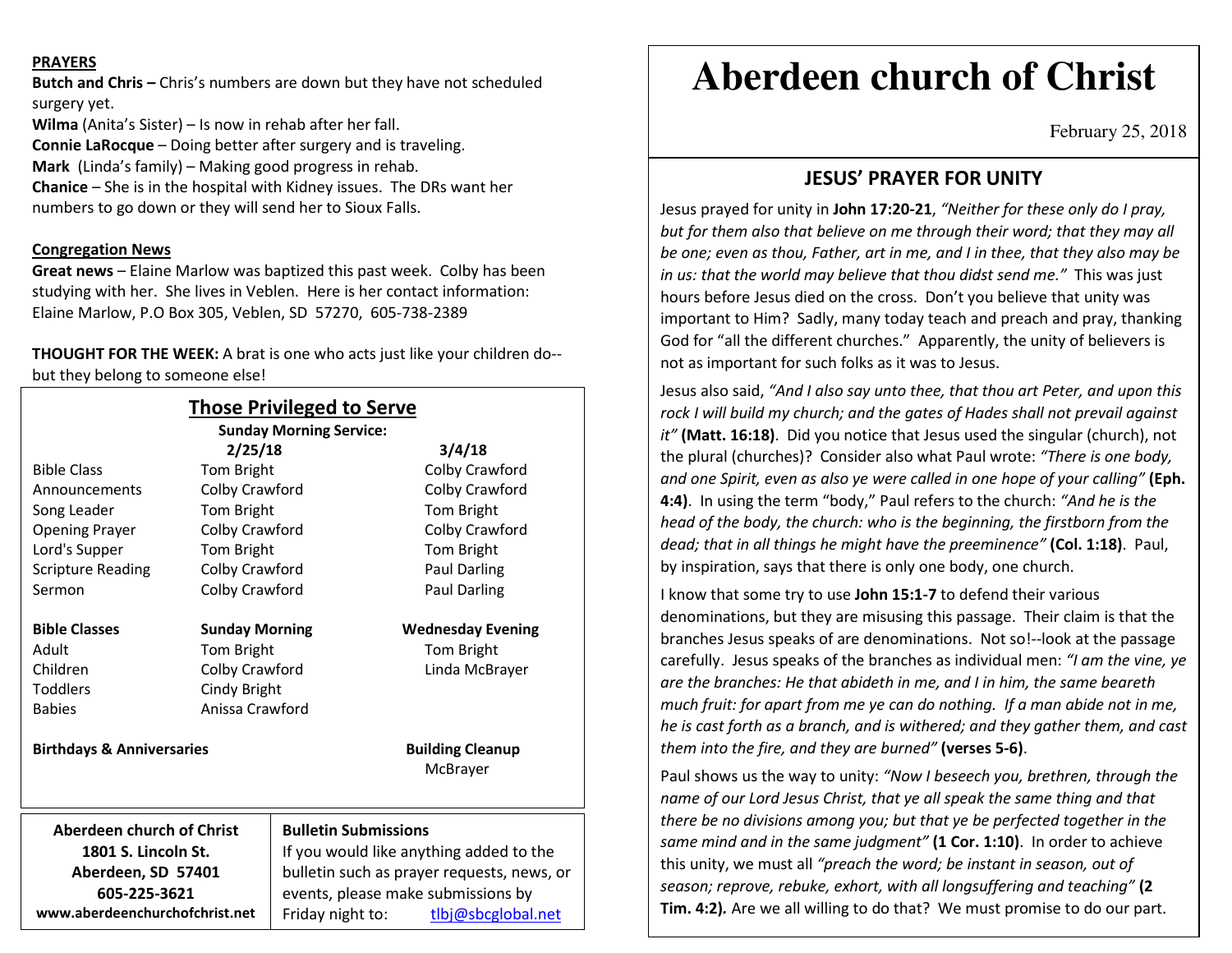**PRAYERS**

**Butch and Chris –** Chris's numbers are down but they have not scheduled surgery yet.
**Wilma** (Anita's Sister) – Is now in rehab after her fall.
**Connie LaRocque** – Doing better after surgery and is traveling.
**Mark** (Linda's family) – Making good progress in rehab.
**Chanice** – She is in the hospital with Kidney issues. The DRs want her numbers to go down or they will send her to Sioux Falls.

**Congregation News**

**Great news** – Elaine Marlow was baptized this past week. Colby has been studying with her. She lives in Veblen. Here is her contact information: Elaine Marlow, P.O Box 305, Veblen, SD 57270, 605-738-2389

**THOUGHT FOR THE WEEK:** A brat is one who acts just like your children do--but they belong to someone else!

## Those Privileged to Serve

**Sunday Morning Service:**

| | 2/25/18 | 3/4/18 |
|---|---|---|
| Bible Class | Tom Bright | Colby Crawford |
| Announcements | Colby Crawford | Colby Crawford |
| Song Leader | Tom Bright | Tom Bright |
| Opening Prayer | Colby Crawford | Colby Crawford |
| Lord's Supper | Tom Bright | Tom Bright |
| Scripture Reading | Colby Crawford | Paul Darling |
| Sermon | Colby Crawford | Paul Darling |

| Bible Classes | Sunday Morning | Wednesday Evening |
|---|---|---|
| Adult | Tom Bright | Tom Bright |
| Children | Colby Crawford | Linda McBrayer |
| Toddlers | Cindy Bright | |
| Babies | Anissa Crawford | |

**Birthdays & Anniversaries**

**Building Cleanup**
McBrayer

**Aberdeen church of Christ**
**1801 S. Lincoln St.**
**Aberdeen, SD 57401**
**605-225-3621**
**www.aberdeenchurchofchrist.net**

**Bulletin Submissions**
If you would like anything added to the bulletin such as prayer requests, news, or events, please make submissions by Friday night to: tlbj@sbcglobal.net

# Aberdeen church of Christ

February 25, 2018

## JESUS' PRAYER FOR UNITY

Jesus prayed for unity in **John 17:20-21**, *"Neither for these only do I pray, but for them also that believe on me through their word; that they may all be one; even as thou, Father, art in me, and I in thee, that they also may be in us: that the world may believe that thou didst send me."* This was just hours before Jesus died on the cross. Don't you believe that unity was important to Him? Sadly, many today teach and preach and pray, thanking God for "all the different churches." Apparently, the unity of believers is not as important for such folks as it was to Jesus.

Jesus also said, *"And I also say unto thee, that thou art Peter, and upon this rock I will build my church; and the gates of Hades shall not prevail against it"* **(Matt. 16:18)**. Did you notice that Jesus used the singular (church), not the plural (churches)? Consider also what Paul wrote: *"There is one body, and one Spirit, even as also ye were called in one hope of your calling"* **(Eph. 4:4)**. In using the term "body," Paul refers to the church: *"And he is the head of the body, the church: who is the beginning, the firstborn from the dead; that in all things he might have the preeminence"* **(Col. 1:18)**. Paul, by inspiration, says that there is only one body, one church.

I know that some try to use **John 15:1-7** to defend their various denominations, but they are misusing this passage. Their claim is that the branches Jesus speaks of are denominations. Not so!--look at the passage carefully. Jesus speaks of the branches as individual men: *"I am the vine, ye are the branches: He that abideth in me, and I in him, the same beareth much fruit: for apart from me ye can do nothing. If a man abide not in me, he is cast forth as a branch, and is withered; and they gather them, and cast them into the fire, and they are burned"* **(verses 5-6)**.

Paul shows us the way to unity: *"Now I beseech you, brethren, through the name of our Lord Jesus Christ, that ye all speak the same thing and that there be no divisions among you; but that ye be perfected together in the same mind and in the same judgment"* **(1 Cor. 1:10)**. In order to achieve this unity, we must all *"preach the word; be instant in season, out of season; reprove, rebuke, exhort, with all longsuffering and teaching"* **(2 Tim. 4:2).** Are we all willing to do that? We must promise to do our part.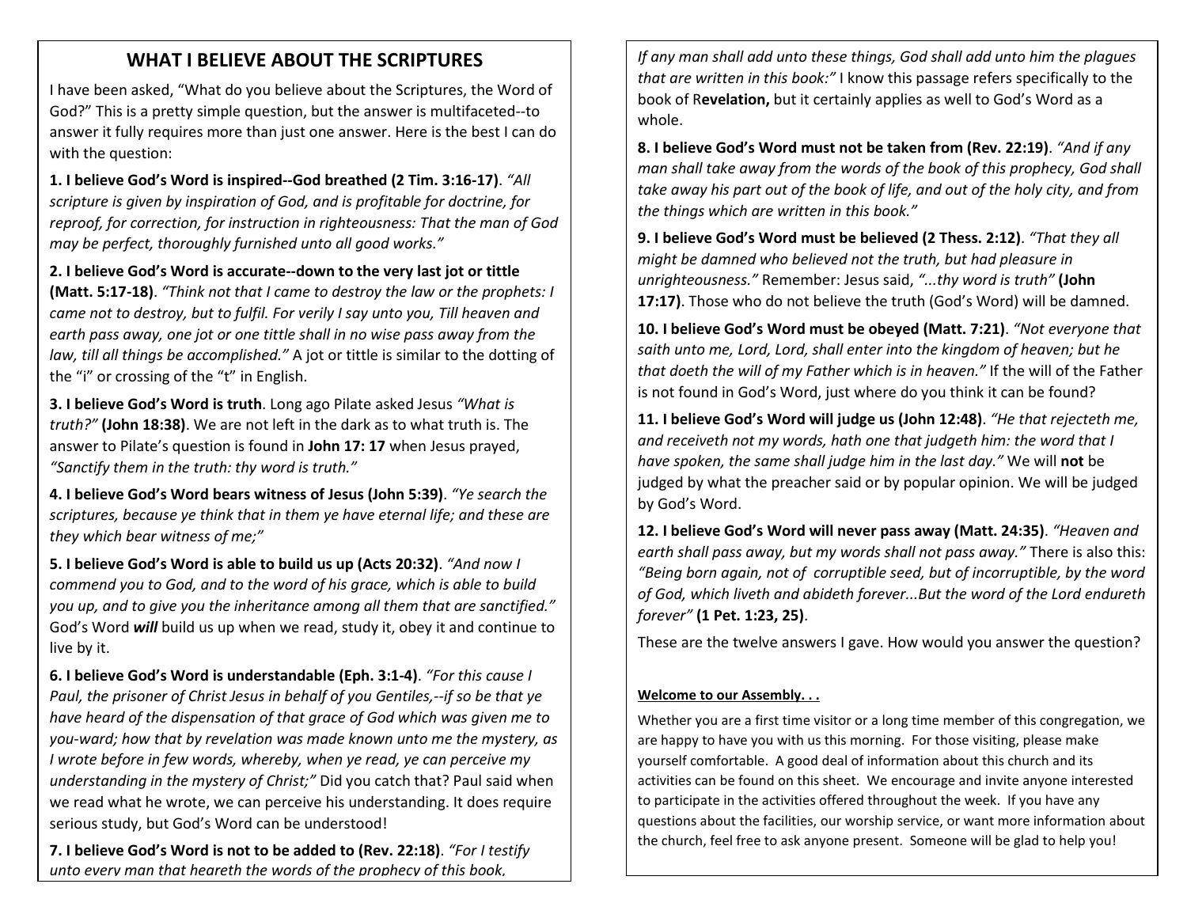## WHAT I BELIEVE ABOUT THE SCRIPTURES

I have been asked, "What do you believe about the Scriptures, the Word of God?" This is a pretty simple question, but the answer is multifaceted--to answer it fully requires more than just one answer. Here is the best I can do with the question:

**1. I believe God's Word is inspired--God breathed (2 Tim. 3:16-17)**. *"All scripture is given by inspiration of God, and is profitable for doctrine, for reproof, for correction, for instruction in righteousness: That the man of God may be perfect, thoroughly furnished unto all good works."*

**2. I believe God's Word is accurate--down to the very last jot or tittle (Matt. 5:17-18)**. *"Think not that I came to destroy the law or the prophets: I came not to destroy, but to fulfil. For verily I say unto you, Till heaven and earth pass away, one jot or one tittle shall in no wise pass away from the law, till all things be accomplished."* A jot or tittle is similar to the dotting of the "i" or crossing of the "t" in English.

**3. I believe God's Word is truth**. Long ago Pilate asked Jesus *"What is truth?"* **(John 18:38)**. We are not left in the dark as to what truth is. The answer to Pilate's question is found in **John 17: 17** when Jesus prayed, *"Sanctify them in the truth: thy word is truth."*

**4. I believe God's Word bears witness of Jesus (John 5:39)**. *"Ye search the scriptures, because ye think that in them ye have eternal life; and these are they which bear witness of me;"*

**5. I believe God's Word is able to build us up (Acts 20:32)**. *"And now I commend you to God, and to the word of his grace, which is able to build you up, and to give you the inheritance among all them that are sanctified."* God's Word ***will*** build us up when we read, study it, obey it and continue to live by it.

**6. I believe God's Word is understandable (Eph. 3:1-4)**. *"For this cause I Paul, the prisoner of Christ Jesus in behalf of you Gentiles,--if so be that ye have heard of the dispensation of that grace of God which was given me to you-ward; how that by revelation was made known unto me the mystery, as I wrote before in few words, whereby, when ye read, ye can perceive my understanding in the mystery of Christ;"* Did you catch that? Paul said when we read what he wrote, we can perceive his understanding. It does require serious study, but God's Word can be understood!

**7. I believe God's Word is not to be added to (Rev. 22:18)**. *"For I testify unto every man that heareth the words of the prophecy of this book, If any man shall add unto these things, God shall add unto him the plagues that are written in this book:"* I know this passage refers specifically to the book of R**evelation,** but it certainly applies as well to God's Word as a whole.

**8. I believe God's Word must not be taken from (Rev. 22:19)**. *"And if any man shall take away from the words of the book of this prophecy, God shall take away his part out of the book of life, and out of the holy city, and from the things which are written in this book."*

**9. I believe God's Word must be believed (2 Thess. 2:12)**. *"That they all might be damned who believed not the truth, but had pleasure in unrighteousness."* Remember: Jesus said, *"...thy word is truth"* **(John 17:17)**. Those who do not believe the truth (God's Word) will be damned.

**10. I believe God's Word must be obeyed (Matt. 7:21)**. *"Not everyone that saith unto me, Lord, Lord, shall enter into the kingdom of heaven; but he that doeth the will of my Father which is in heaven."* If the will of the Father is not found in God's Word, just where do you think it can be found?

**11. I believe God's Word will judge us (John 12:48)**. *"He that rejecteth me, and receiveth not my words, hath one that judgeth him: the word that I have spoken, the same shall judge him in the last day."* We will **not** be judged by what the preacher said or by popular opinion. We will be judged by God's Word.

**12. I believe God's Word will never pass away (Matt. 24:35)**. *"Heaven and earth shall pass away, but my words shall not pass away."* There is also this: *"Being born again, not of corruptible seed, but of incorruptible, by the word of God, which liveth and abideth forever...But the word of the Lord endureth forever"* **(1 Pet. 1:23, 25)**.

These are the twelve answers I gave. How would you answer the question?

**Welcome to our Assembly. . .**

Whether you are a first time visitor or a long time member of this congregation, we are happy to have you with us this morning. For those visiting, please make yourself comfortable. A good deal of information about this church and its activities can be found on this sheet. We encourage and invite anyone interested to participate in the activities offered throughout the week. If you have any questions about the facilities, our worship service, or want more information about the church, feel free to ask anyone present. Someone will be glad to help you!